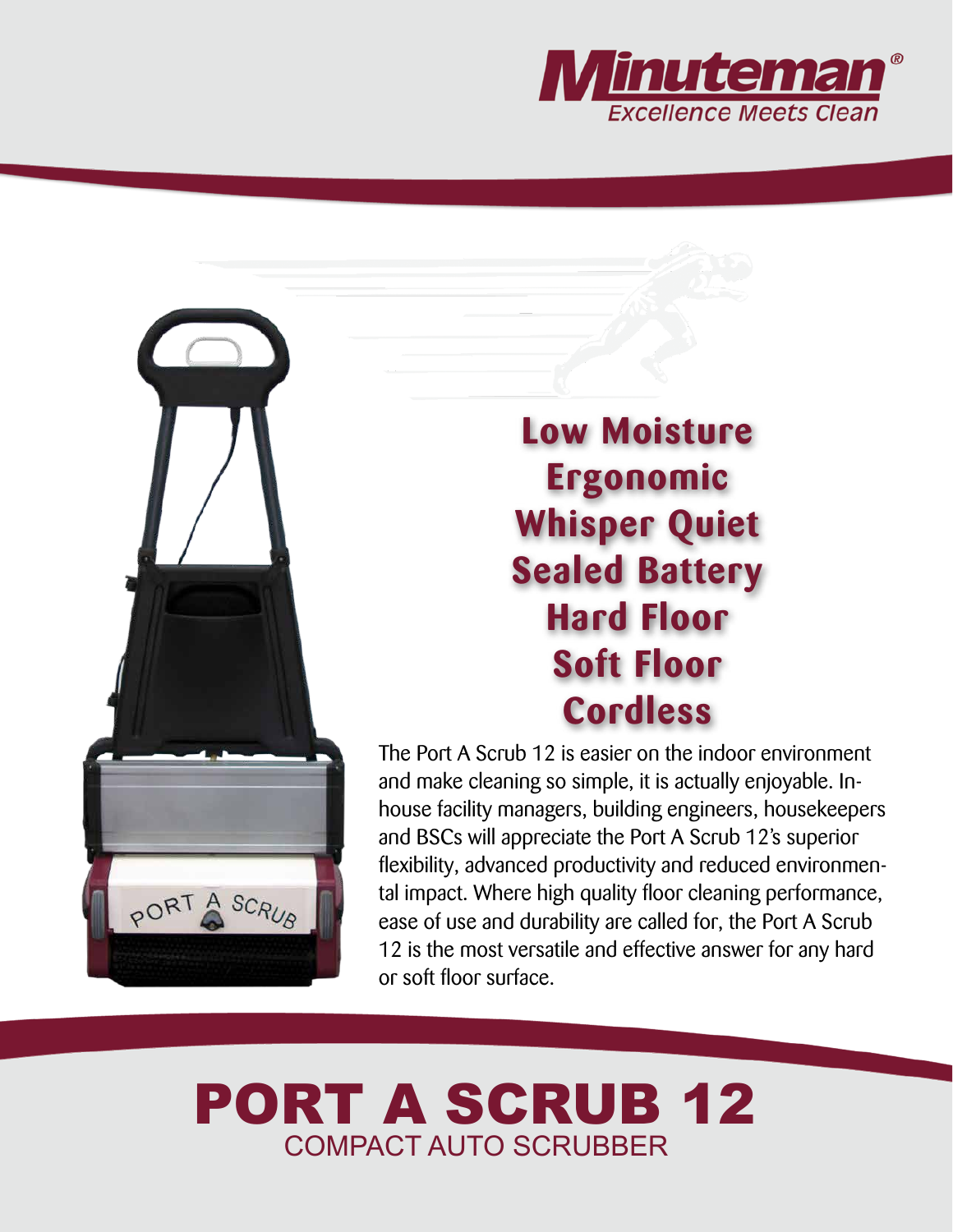Minuteman®

*Excellence Meets Clean*

**Low Moisture**
**Ergonomic**
**Whisper Quiet**
**Sealed Battery**
**Hard Floor**
**Soft Floor**
**Cordless**

The Port A Scrub 12 is easier on the indoor environment and make cleaning so simple, it is actually enjoyable. In-house facility managers, building engineers, housekeepers and BSCs will appreciate the Port A Scrub 12's superior flexibility, advanced productivity and reduced environmental impact. Where high quality floor cleaning performance, ease of use and durability are called for, the Port A Scrub 12 is the most versatile and effective answer for any hard or soft floor surface.

# PORT A SCRUB 12

## COMPACT AUTO SCRUBBER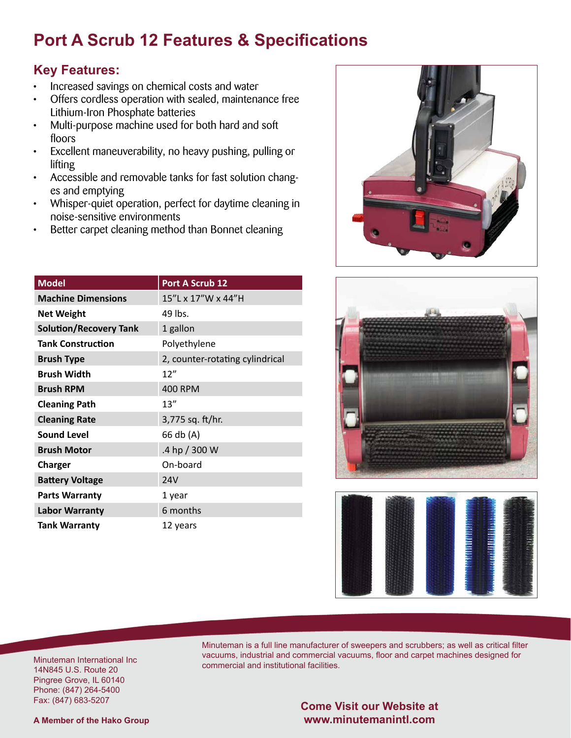# Port A Scrub 12 Features & Specifications

## Key Features:

- Increased savings on chemical costs and water
- Offers cordless operation with sealed, maintenance free Lithium-Iron Phosphate batteries
- Multi-purpose machine used for both hard and soft floors
- Excellent maneuverability, no heavy pushing, pulling or lifting
- Accessible and removable tanks for fast solution changes and emptying
- Whisper-quiet operation, perfect for daytime cleaning in noise-sensitive environments
- Better carpet cleaning method than Bonnet cleaning

| Model | Port A Scrub 12 |
|---|---|
| **Machine Dimensions** | 15"L x 17"W x 44"H |
| **Net Weight** | 49 lbs. |
| **Solution/Recovery Tank** | 1 gallon |
| **Tank Construction** | Polyethylene |
| **Brush Type** | 2, counter-rotating cylindrical |
| **Brush Width** | 12" |
| **Brush RPM** | 400 RPM |
| **Cleaning Path** | 13" |
| **Cleaning Rate** | 3,775 sq. ft/hr. |
| **Sound Level** | 66 db (A) |
| **Brush Motor** | .4 hp / 300 W |
| **Charger** | On-board |
| **Battery Voltage** | 24V |
| **Parts Warranty** | 1 year |
| **Labor Warranty** | 6 months |
| **Tank Warranty** | 12 years |

Minuteman is a full line manufacturer of sweepers and scrubbers; as well as critical filter vacuums, industrial and commercial vacuums, floor and carpet machines designed for commercial and institutional facilities.

Minuteman International Inc
14N845 U.S. Route 20
Pingree Grove, IL 60140
Phone: (847) 264-5400
Fax: (847) 683-5207

**A Member of the Hako Group**

**Come Visit our Website at**
**www.minutemanintl.com**